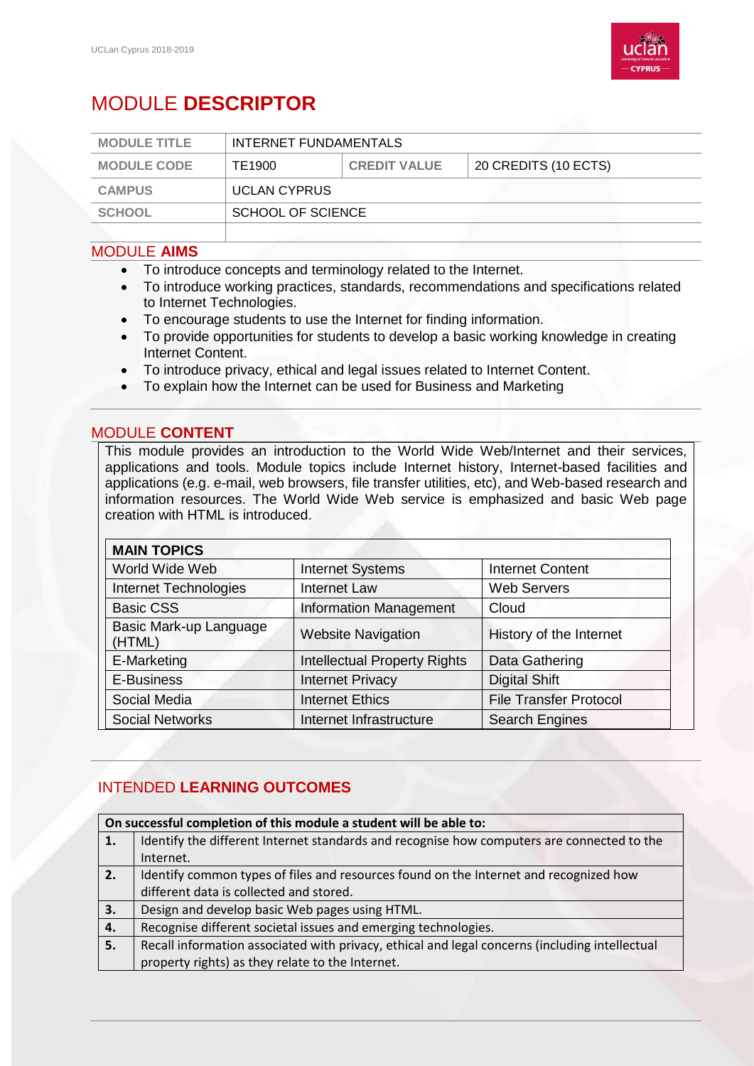# MODULE **DESCRIPTOR**

| MODULE TITLE | INTERNET FUNDAMENTALS | | |
|---|---|---|---|
| MODULE CODE | TE1900 | CREDIT VALUE | 20 CREDITS (10 ECTS) |
| CAMPUS | UCLAN CYPRUS | | |
| SCHOOL | SCHOOL OF SCIENCE | | |

## MODULE **AIMS**

- To introduce concepts and terminology related to the Internet.
- To introduce working practices, standards, recommendations and specifications related to Internet Technologies.
- To encourage students to use the Internet for finding information.
- To provide opportunities for students to develop a basic working knowledge in creating Internet Content.
- To introduce privacy, ethical and legal issues related to Internet Content.
- To explain how the Internet can be used for Business and Marketing

## MODULE **CONTENT**

This module provides an introduction to the World Wide Web/Internet and their services, applications and tools. Module topics include Internet history, Internet-based facilities and applications (e.g. e-mail, web browsers, file transfer utilities, etc), and Web-based research and information resources. The World Wide Web service is emphasized and basic Web page creation with HTML is introduced.

| MAIN TOPICS | | |
|---|---|---|
| World Wide Web | Internet Systems | Internet Content |
| Internet Technologies | Internet Law | Web Servers |
| Basic CSS | Information Management | Cloud |
| Basic Mark-up Language (HTML) | Website Navigation | History of the Internet |
| E-Marketing | Intellectual Property Rights | Data Gathering |
| E-Business | Internet Privacy | Digital Shift |
| Social Media | Internet Ethics | File Transfer Protocol |
| Social Networks | Internet Infrastructure | Search Engines |

## INTENDED **LEARNING OUTCOMES**

| On successful completion of this module a student will be able to: | |
|---|---|
| **1.** | Identify the different Internet standards and recognise how computers are connected to the Internet. |
| **2.** | Identify common types of files and resources found on the Internet and recognized how different data is collected and stored. |
| **3.** | Design and develop basic Web pages using HTML. |
| **4.** | Recognise different societal issues and emerging technologies. |
| **5.** | Recall information associated with privacy, ethical and legal concerns (including intellectual property rights) as they relate to the Internet. |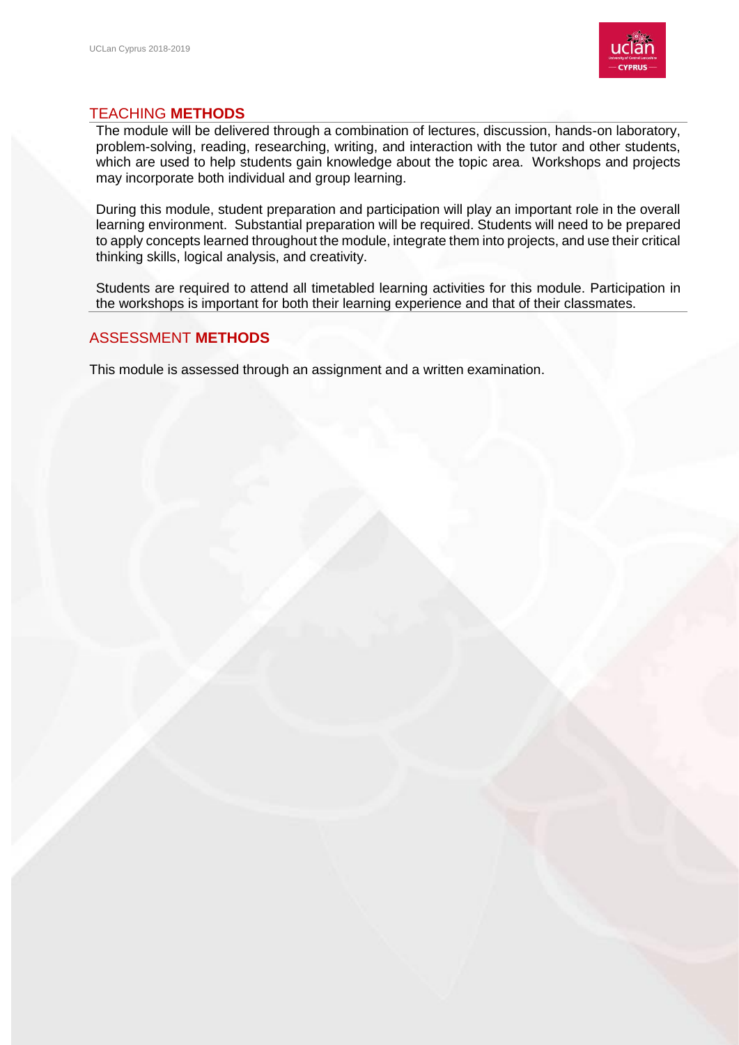## TEACHING **METHODS**

The module will be delivered through a combination of lectures, discussion, hands-on laboratory, problem-solving, reading, researching, writing, and interaction with the tutor and other students, which are used to help students gain knowledge about the topic area. Workshops and projects may incorporate both individual and group learning.

During this module, student preparation and participation will play an important role in the overall learning environment. Substantial preparation will be required. Students will need to be prepared to apply concepts learned throughout the module, integrate them into projects, and use their critical thinking skills, logical analysis, and creativity.

Students are required to attend all timetabled learning activities for this module. Participation in the workshops is important for both their learning experience and that of their classmates.

## ASSESSMENT **METHODS**

This module is assessed through an assignment and a written examination.